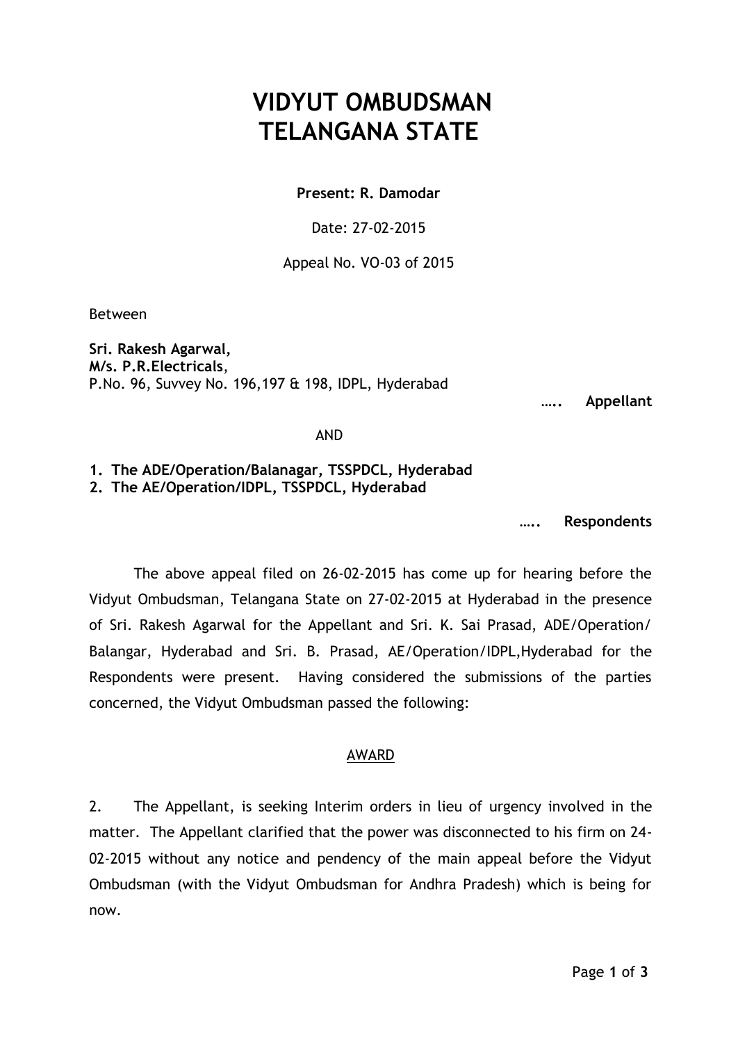# VIDYUT OMBUDSMAN
# TELANGANA STATE

**Present: R. Damodar**

Date: 27-02-2015

Appeal No. VO-03 of 2015

Between

**Sri. Rakesh Agarwal,**
**M/s. P.R.Electricals**,
P.No. 96, Suvvey No. 196,197 & 198, IDPL, Hyderabad

**….. Appellant**

AND

1. **The ADE/Operation/Balanagar, TSSPDCL, Hyderabad**
2. **The AE/Operation/IDPL, TSSPDCL, Hyderabad**

**….. Respondents**

The above appeal filed on 26-02-2015 has come up for hearing before the Vidyut Ombudsman, Telangana State on 27-02-2015 at Hyderabad in the presence of Sri. Rakesh Agarwal for the Appellant and Sri. K. Sai Prasad, ADE/Operation/ Balangar, Hyderabad and Sri. B. Prasad, AE/Operation/IDPL,Hyderabad for the Respondents were present. Having considered the submissions of the parties concerned, the Vidyut Ombudsman passed the following:

## AWARD

2. The Appellant, is seeking Interim orders in lieu of urgency involved in the matter. The Appellant clarified that the power was disconnected to his firm on 24-02-2015 without any notice and pendency of the main appeal before the Vidyut Ombudsman (with the Vidyut Ombudsman for Andhra Pradesh) which is being for now.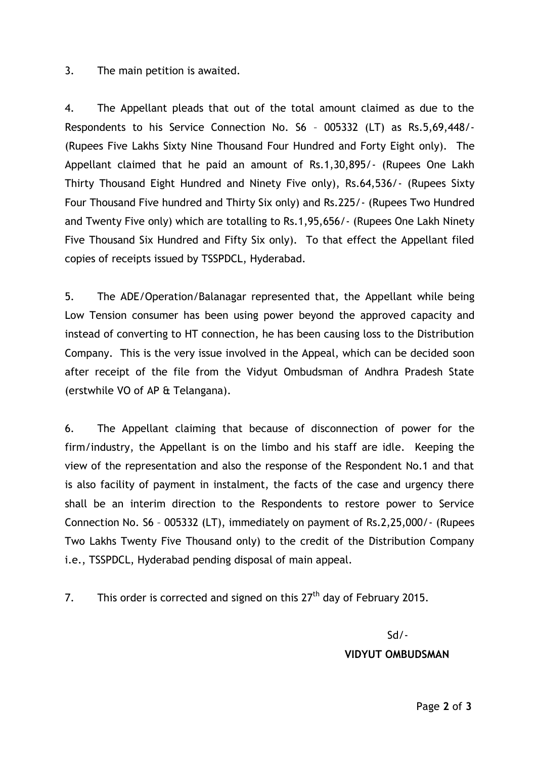3. The main petition is awaited.

4. The Appellant pleads that out of the total amount claimed as due to the Respondents to his Service Connection No. S6 – 005332 (LT) as Rs.5,69,448/- (Rupees Five Lakhs Sixty Nine Thousand Four Hundred and Forty Eight only). The Appellant claimed that he paid an amount of Rs.1,30,895/- (Rupees One Lakh Thirty Thousand Eight Hundred and Ninety Five only), Rs.64,536/- (Rupees Sixty Four Thousand Five hundred and Thirty Six only) and Rs.225/- (Rupees Two Hundred and Twenty Five only) which are totalling to Rs.1,95,656/- (Rupees One Lakh Ninety Five Thousand Six Hundred and Fifty Six only). To that effect the Appellant filed copies of receipts issued by TSSPDCL, Hyderabad.

5. The ADE/Operation/Balanagar represented that, the Appellant while being Low Tension consumer has been using power beyond the approved capacity and instead of converting to HT connection, he has been causing loss to the Distribution Company. This is the very issue involved in the Appeal, which can be decided soon after receipt of the file from the Vidyut Ombudsman of Andhra Pradesh State (erstwhile VO of AP & Telangana).

6. The Appellant claiming that because of disconnection of power for the firm/industry, the Appellant is on the limbo and his staff are idle. Keeping the view of the representation and also the response of the Respondent No.1 and that is also facility of payment in instalment, the facts of the case and urgency there shall be an interim direction to the Respondents to restore power to Service Connection No. S6 – 005332 (LT), immediately on payment of Rs.2,25,000/- (Rupees Two Lakhs Twenty Five Thousand only) to the credit of the Distribution Company i.e., TSSPDCL, Hyderabad pending disposal of main appeal.

7. This order is corrected and signed on this 27th day of February 2015.

Sd/-

**VIDYUT OMBUDSMAN**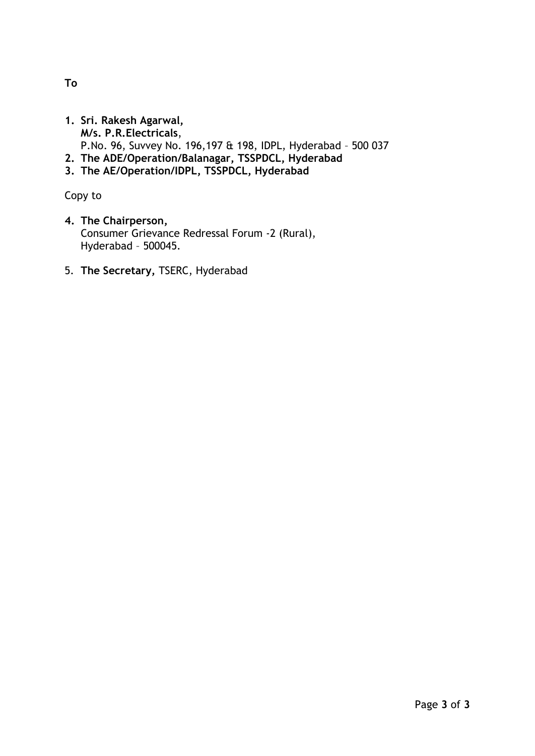**To**

1. **Sri. Rakesh Agarwal,**
   **M/s. P.R.Electricals**,
   P.No. 96, Suvvey No. 196,197 & 198, IDPL, Hyderabad – 500 037
2. **The ADE/Operation/Balanagar, TSSPDCL, Hyderabad**
3. **The AE/Operation/IDPL, TSSPDCL, Hyderabad**

Copy to

4. **The Chairperson,**
   Consumer Grievance Redressal Forum -2 (Rural),
   Hyderabad – 500045.
5. **The Secretary,** TSERC, Hyderabad